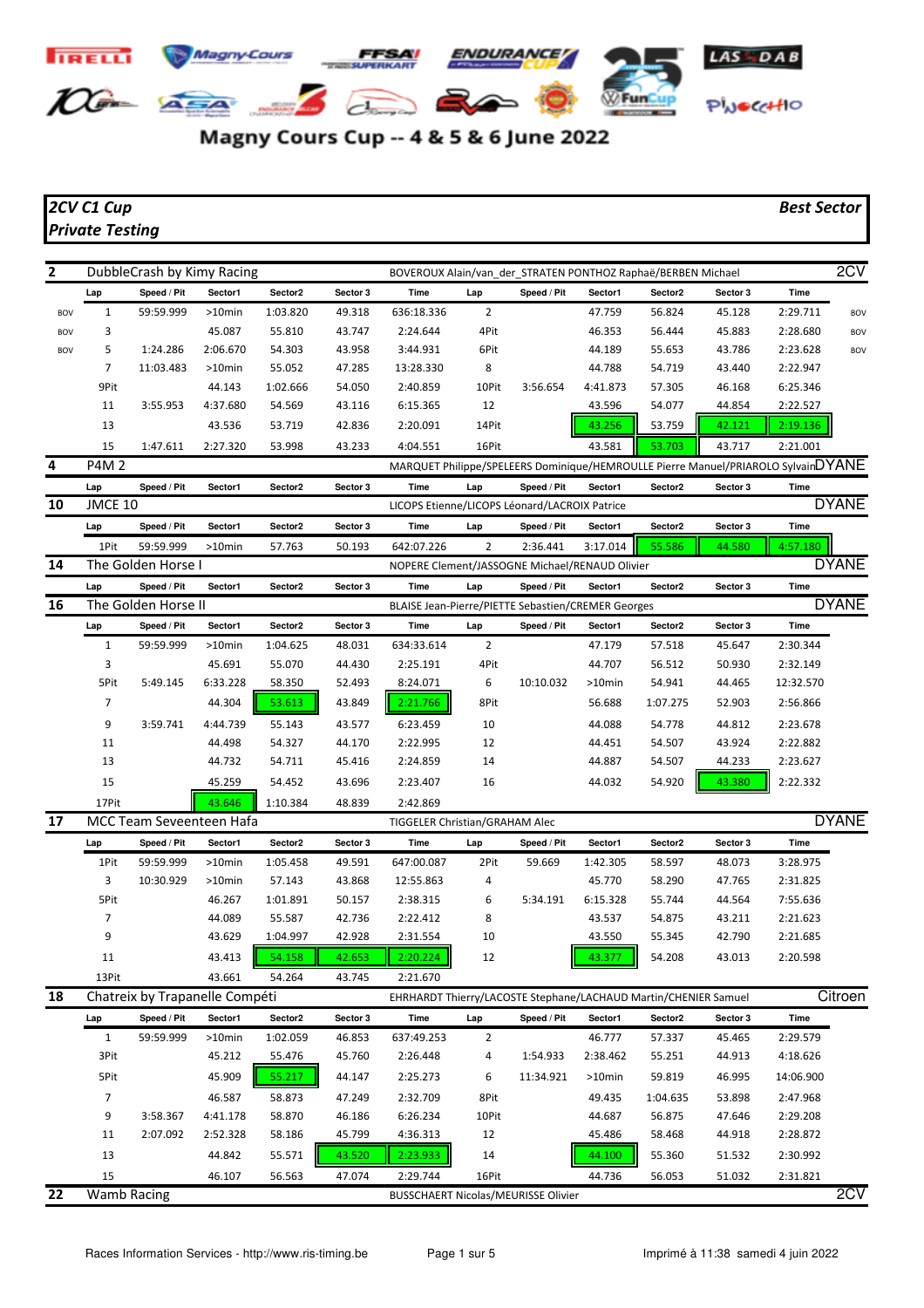# Magny Cours Cup -- 4 & 5 & 6 June 2022

**2CV C1 Cup**
**Private Testing**

**Best Sector**

## 2 DubbleCrash by Kimy Racing — BOVEROUX Alain/van_der_STRATEN PONTHOZ Raphaë/BERBEN Michael — 2CV

| | Lap | Speed / Pit | Sector1 | Sector2 | Sector 3 | Time | Lap | Speed / Pit | Sector1 | Sector2 | Sector 3 | Time | |
|---|---|---|---|---|---|---|---|---|---|---|---|---|---|
| BOV | 1 | 59:59.999 | >10min | 1:03.820 | 49.318 | 636:18.336 | 2 | | 47.759 | 56.824 | 45.128 | 2:29.711 | BOV |
| BOV | 3 | | 45.087 | 55.810 | 43.747 | 2:24.644 | 4Pit | | 46.353 | 56.444 | 45.883 | 2:28.680 | BOV |
| BOV | 5 | 1:24.286 | 2:06.670 | 54.303 | 43.958 | 3:44.931 | 6Pit | | 44.189 | 55.653 | 43.786 | 2:23.628 | BOV |
| | 7 | 11:03.483 | >10min | 55.052 | 47.285 | 13:28.330 | 8 | | 44.788 | 54.719 | 43.440 | 2:22.947 | |
| | 9Pit | | 44.143 | 1:02.666 | 54.050 | 2:40.859 | 10Pit | 3:56.654 | 4:41.873 | 57.305 | 46.168 | 6:25.346 | |
| | 11 | 3:55.953 | 4:37.680 | 54.569 | 43.116 | 6:15.365 | 12 | | 43.596 | 54.077 | 44.854 | 2:22.527 | |
| | 13 | | 43.536 | 53.719 | 42.836 | 2:20.091 | 14Pit | | 43.256 | 53.759 | 42.121 | 2:19.136 | |
| | 15 | 1:47.611 | 2:27.320 | 53.998 | 43.233 | 4:04.551 | 16Pit | | 43.581 | 53.703 | 43.717 | 2:21.001 | |

## 4 P4M 2 — MARQUET Philippe/SPELEERS Dominique/HEMROULLE Pierre Manuel/PRIAROLO Sylvain — DYANE

| Lap | Speed / Pit | Sector1 | Sector2 | Sector 3 | Time | Lap | Speed / Pit | Sector1 | Sector2 | Sector 3 | Time |
|---|---|---|---|---|---|---|---|---|---|---|---|

## 10 JMCE 10 — LICOPS Etienne/LICOPS Léonard/LACROIX Patrice — DYANE

| Lap | Speed / Pit | Sector1 | Sector2 | Sector 3 | Time | Lap | Speed / Pit | Sector1 | Sector2 | Sector 3 | Time |
|---|---|---|---|---|---|---|---|---|---|---|---|
| 1Pit | 59:59.999 | >10min | 57.763 | 50.193 | 642:07.226 | 2 | 2:36.441 | 3:17.014 | 55.586 | 44.580 | 4:57.180 |

## 14 The Golden Horse I — NOPERE Clement/JASSOGNE Michael/RENAUD Olivier — DYANE

| Lap | Speed / Pit | Sector1 | Sector2 | Sector 3 | Time | Lap | Speed / Pit | Sector1 | Sector2 | Sector 3 | Time |
|---|---|---|---|---|---|---|---|---|---|---|---|

## 16 The Golden Horse II — BLAISE Jean-Pierre/PIETTE Sebastien/CREMER Georges — DYANE

| Lap | Speed / Pit | Sector1 | Sector2 | Sector 3 | Time | Lap | Speed / Pit | Sector1 | Sector2 | Sector 3 | Time |
|---|---|---|---|---|---|---|---|---|---|---|---|
| 1 | 59:59.999 | >10min | 1:04.625 | 48.031 | 634:33.614 | 2 | | 47.179 | 57.518 | 45.647 | 2:30.344 |
| 3 | | 45.691 | 55.070 | 44.430 | 2:25.191 | 4Pit | | 44.707 | 56.512 | 50.930 | 2:32.149 |
| 5Pit | 5:49.145 | 6:33.228 | 58.350 | 52.493 | 8:24.071 | 6 | 10:10.032 | >10min | 54.941 | 44.465 | 12:32.570 |
| 7 | | 44.304 | 53.613 | 43.849 | 2:21.766 | 8Pit | | 56.688 | 1:07.275 | 52.903 | 2:56.866 |
| 9 | 3:59.741 | 4:44.739 | 55.143 | 43.577 | 6:23.459 | 10 | | 44.088 | 54.778 | 44.812 | 2:23.678 |
| 11 | | 44.498 | 54.327 | 44.170 | 2:22.995 | 12 | | 44.451 | 54.507 | 43.924 | 2:22.882 |
| 13 | | 44.732 | 54.711 | 45.416 | 2:24.859 | 14 | | 44.887 | 54.507 | 44.233 | 2:23.627 |
| 15 | | 45.259 | 54.452 | 43.696 | 2:23.407 | 16 | | 44.032 | 54.920 | 43.380 | 2:22.332 |
| 17Pit | | 43.646 | 1:10.384 | 48.839 | 2:42.869 | | | | | | |

## 17 MCC Team Seveenteen Hafa — TIGGELER Christian/GRAHAM Alec — DYANE

| Lap | Speed / Pit | Sector1 | Sector2 | Sector 3 | Time | Lap | Speed / Pit | Sector1 | Sector2 | Sector 3 | Time |
|---|---|---|---|---|---|---|---|---|---|---|---|
| 1Pit | 59:59.999 | >10min | 1:05.458 | 49.591 | 647:00.087 | 2Pit | 59.669 | 1:42.305 | 58.597 | 48.073 | 3:28.975 |
| 3 | 10:30.929 | >10min | 57.143 | 43.868 | 12:55.863 | 4 | | 45.770 | 58.290 | 47.765 | 2:31.825 |
| 5Pit | | 46.267 | 1:01.891 | 50.157 | 2:38.315 | 6 | 5:34.191 | 6:15.328 | 55.744 | 44.564 | 7:55.636 |
| 7 | | 44.089 | 55.587 | 42.736 | 2:22.412 | 8 | | 43.537 | 54.875 | 43.211 | 2:21.623 |
| 9 | | 43.629 | 1:04.997 | 42.928 | 2:31.554 | 10 | | 43.550 | 55.345 | 42.790 | 2:21.685 |
| 11 | | 43.413 | 54.158 | 42.653 | 2:20.224 | 12 | | 43.377 | 54.208 | 43.013 | 2:20.598 |
| 13Pit | | 43.661 | 54.264 | 43.745 | 2:21.670 | | | | | | |

## 18 Chatreix by Trapanelle Compéti — EHRHARDT Thierry/LACOSTE Stephane/LACHAUD Martin/CHENIER Samuel — Citroen

| Lap | Speed / Pit | Sector1 | Sector2 | Sector 3 | Time | Lap | Speed / Pit | Sector1 | Sector2 | Sector 3 | Time |
|---|---|---|---|---|---|---|---|---|---|---|---|
| 1 | 59:59.999 | >10min | 1:02.059 | 46.853 | 637:49.253 | 2 | | 46.777 | 57.337 | 45.465 | 2:29.579 |
| 3Pit | | 45.212 | 55.476 | 45.760 | 2:26.448 | 4 | 1:54.933 | 2:38.462 | 55.251 | 44.913 | 4:18.626 |
| 5Pit | | 45.909 | 55.217 | 44.147 | 2:25.273 | 6 | 11:34.921 | >10min | 59.819 | 46.995 | 14:06.900 |
| 7 | | 46.587 | 58.873 | 47.249 | 2:32.709 | 8Pit | | 49.435 | 1:04.635 | 53.898 | 2:47.968 |
| 9 | 3:58.367 | 4:41.178 | 58.870 | 46.186 | 6:26.234 | 10Pit | | 44.687 | 56.875 | 47.646 | 2:29.208 |
| 11 | 2:07.092 | 2:52.328 | 58.186 | 45.799 | 4:36.313 | 12 | | 45.486 | 58.468 | 44.918 | 2:28.872 |
| 13 | | 44.842 | 55.571 | 43.520 | 2:23.933 | 14 | | 44.100 | 55.360 | 51.532 | 2:30.992 |
| 15 | | 46.107 | 56.563 | 47.074 | 2:29.744 | 16Pit | | 44.736 | 56.053 | 51.032 | 2:31.821 |

## 22 Wamb Racing — BUSSCHAERT Nicolas/MEURISSE Olivier — 2CV

Races Information Services - http://www.ris-timing.be

Imprimé à 11:38 samedi 4 juin 2022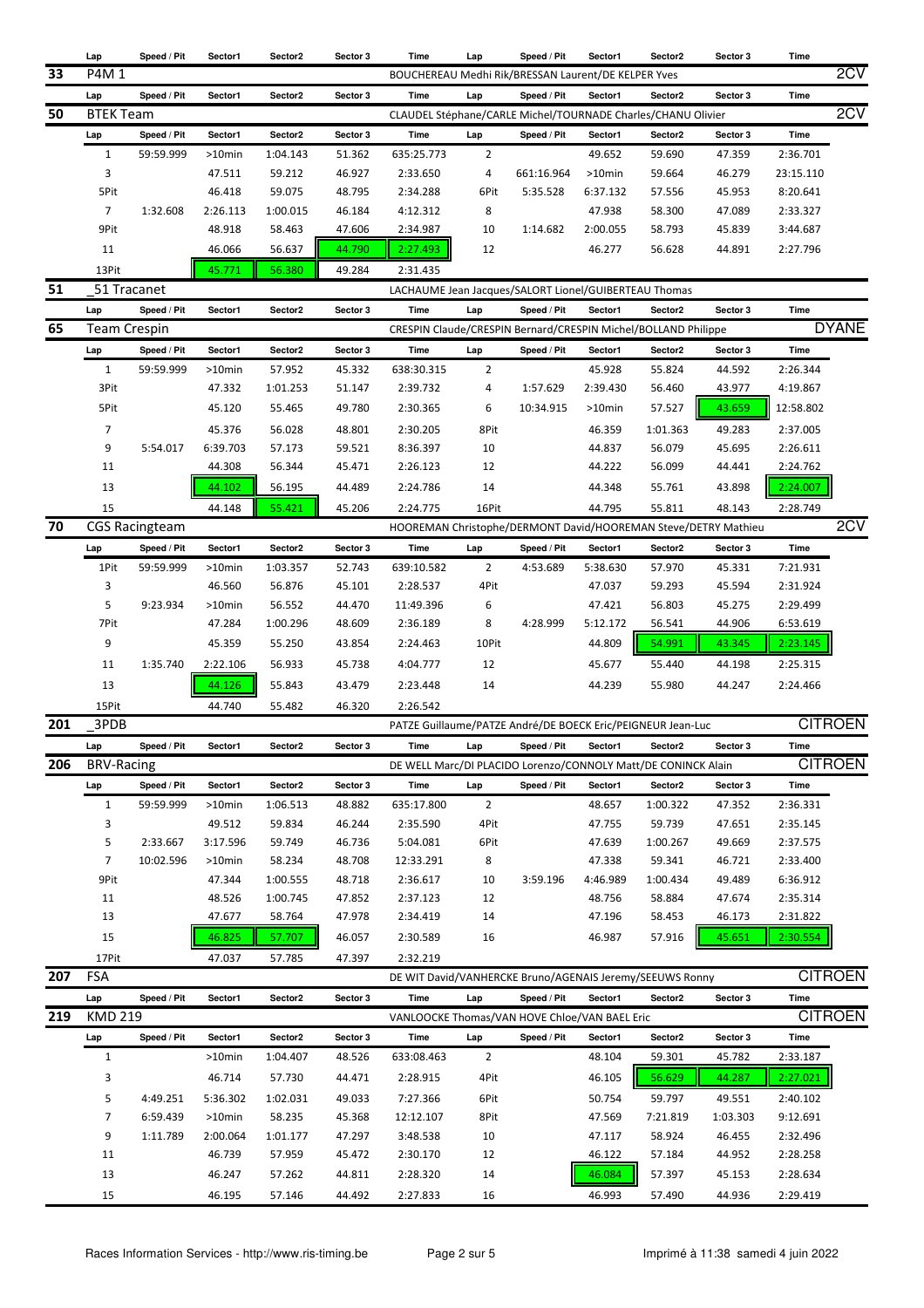| Lap | Speed / Pit | Sector1 | Sector2 | Sector 3 | Time | Lap | Speed / Pit | Sector1 | Sector2 | Sector 3 | Time |
|---|---|---|---|---|---|---|---|---|---|---|---|

## 33 P4M 1 — BOUCHEREAU Medhi Rik/BRESSAN Laurent/DE KELPER Yves — 2CV

| Lap | Speed / Pit | Sector1 | Sector2 | Sector 3 | Time | Lap | Speed / Pit | Sector1 | Sector2 | Sector 3 | Time |
|---|---|---|---|---|---|---|---|---|---|---|---|

## 50 BTEK Team — CLAUDEL Stéphane/CARLE Michel/TOURNADE Charles/CHANU Olivier — 2CV

| Lap | Speed / Pit | Sector1 | Sector2 | Sector 3 | Time | Lap | Speed / Pit | Sector1 | Sector2 | Sector 3 | Time |
|---|---|---|---|---|---|---|---|---|---|---|---|
| 1 | 59:59.999 | >10min | 1:04.143 | 51.362 | 635:25.773 | 2 | | 49.652 | 59.690 | 47.359 | 2:36.701 |
| 3 | | 47.511 | 59.212 | 46.927 | 2:33.650 | 4 | 661:16.964 | >10min | 59.664 | 46.279 | 23:15.110 |
| 5Pit | | 46.418 | 59.075 | 48.795 | 2:34.288 | 6Pit | 5:35.528 | 6:37.132 | 57.556 | 45.953 | 8:20.641 |
| 7 | 1:32.608 | 2:26.113 | 1:00.015 | 46.184 | 4:12.312 | 8 | | 47.938 | 58.300 | 47.089 | 2:33.327 |
| 9Pit | | 48.918 | 58.463 | 47.606 | 2:34.987 | 10 | 1:14.682 | 2:00.055 | 58.793 | 45.839 | 3:44.687 |
| 11 | | 46.066 | 56.637 | 44.790 | 2:27.493 | 12 | | 46.277 | 56.628 | 44.891 | 2:27.796 |
| 13Pit | | 45.771 | 56.380 | 49.284 | 2:31.435 | | | | | | |

## 51 _51 Tracanet — LACHAUME Jean Jacques/SALORT Lionel/GUIBERTEAU Thomas

| Lap | Speed / Pit | Sector1 | Sector2 | Sector 3 | Time | Lap | Speed / Pit | Sector1 | Sector2 | Sector 3 | Time |
|---|---|---|---|---|---|---|---|---|---|---|---|

## 65 Team Crespin — CRESPIN Claude/CRESPIN Bernard/CRESPIN Michel/BOLLAND Philippe — DYANE

| Lap | Speed / Pit | Sector1 | Sector2 | Sector 3 | Time | Lap | Speed / Pit | Sector1 | Sector2 | Sector 3 | Time |
|---|---|---|---|---|---|---|---|---|---|---|---|
| 1 | 59:59.999 | >10min | 57.952 | 45.332 | 638:30.315 | 2 | | 45.928 | 55.824 | 44.592 | 2:26.344 |
| 3Pit | | 47.332 | 1:01.253 | 51.147 | 2:39.732 | 4 | 1:57.629 | 2:39.430 | 56.460 | 43.977 | 4:19.867 |
| 5Pit | | 45.120 | 55.465 | 49.780 | 2:30.365 | 6 | 10:34.915 | >10min | 57.527 | 43.659 | 12:58.802 |
| 7 | | 45.376 | 56.028 | 48.801 | 2:30.205 | 8Pit | | 46.359 | 1:01.363 | 49.283 | 2:37.005 |
| 9 | 5:54.017 | 6:39.703 | 57.173 | 59.521 | 8:36.397 | 10 | | 44.837 | 56.079 | 45.695 | 2:26.611 |
| 11 | | 44.308 | 56.344 | 45.471 | 2:26.123 | 12 | | 44.222 | 56.099 | 44.441 | 2:24.762 |
| 13 | | 44.102 | 56.195 | 44.489 | 2:24.786 | 14 | | 44.348 | 55.761 | 43.898 | 2:24.007 |
| 15 | | 44.148 | 55.421 | 45.206 | 2:24.775 | 16Pit | | 44.795 | 55.811 | 48.143 | 2:28.749 |

## 70 CGS Racingteam — HOOREMAN Christophe/DERMONT David/HOOREMAN Steve/DETRY Mathieu — 2CV

| Lap | Speed / Pit | Sector1 | Sector2 | Sector 3 | Time | Lap | Speed / Pit | Sector1 | Sector2 | Sector 3 | Time |
|---|---|---|---|---|---|---|---|---|---|---|---|
| 1Pit | 59:59.999 | >10min | 1:03.357 | 52.743 | 639:10.582 | 2 | 4:53.689 | 5:38.630 | 57.970 | 45.331 | 7:21.931 |
| 3 | | 46.560 | 56.876 | 45.101 | 2:28.537 | 4Pit | | 47.037 | 59.293 | 45.594 | 2:31.924 |
| 5 | 9:23.934 | >10min | 56.552 | 44.470 | 11:49.396 | 6 | | 47.421 | 56.803 | 45.275 | 2:29.499 |
| 7Pit | | 47.284 | 1:00.296 | 48.609 | 2:36.189 | 8 | 4:28.999 | 5:12.172 | 56.541 | 44.906 | 6:53.619 |
| 9 | | 45.359 | 55.250 | 43.854 | 2:24.463 | 10Pit | | 44.809 | 54.991 | 43.345 | 2:23.145 |
| 11 | 1:35.740 | 2:22.106 | 56.933 | 45.738 | 4:04.777 | 12 | | 45.677 | 55.440 | 44.198 | 2:25.315 |
| 13 | | 44.126 | 55.843 | 43.479 | 2:23.448 | 14 | | 44.239 | 55.980 | 44.247 | 2:24.466 |
| 15Pit | | 44.740 | 55.482 | 46.320 | 2:26.542 | | | | | | |

## 201 _3PDB — PATZE Guillaume/PATZE André/DE BOECK Eric/PEIGNEUR Jean-Luc — CITROEN

| Lap | Speed / Pit | Sector1 | Sector2 | Sector 3 | Time | Lap | Speed / Pit | Sector1 | Sector2 | Sector 3 | Time |
|---|---|---|---|---|---|---|---|---|---|---|---|

## 206 BRV-Racing — DE WELL Marc/DI PLACIDO Lorenzo/CONNOLY Matt/DE CONINCK Alain — CITROEN

| Lap | Speed / Pit | Sector1 | Sector2 | Sector 3 | Time | Lap | Speed / Pit | Sector1 | Sector2 | Sector 3 | Time |
|---|---|---|---|---|---|---|---|---|---|---|---|
| 1 | 59:59.999 | >10min | 1:06.513 | 48.882 | 635:17.800 | 2 | | 48.657 | 1:00.322 | 47.352 | 2:36.331 |
| 3 | | 49.512 | 59.834 | 46.244 | 2:35.590 | 4Pit | | 47.755 | 59.739 | 47.651 | 2:35.145 |
| 5 | 2:33.667 | 3:17.596 | 59.749 | 46.736 | 5:04.081 | 6Pit | | 47.639 | 1:00.267 | 49.669 | 2:37.575 |
| 7 | 10:02.596 | >10min | 58.234 | 48.708 | 12:33.291 | 8 | | 47.338 | 59.341 | 46.721 | 2:33.400 |
| 9Pit | | 47.344 | 1:00.555 | 48.718 | 2:36.617 | 10 | 3:59.196 | 4:46.989 | 1:00.434 | 49.489 | 6:36.912 |
| 11 | | 48.526 | 1:00.745 | 47.852 | 2:37.123 | 12 | | 48.756 | 58.884 | 47.674 | 2:35.314 |
| 13 | | 47.677 | 58.764 | 47.978 | 2:34.419 | 14 | | 47.196 | 58.453 | 46.173 | 2:31.822 |
| 15 | | 46.825 | 57.707 | 46.057 | 2:30.589 | 16 | | 46.987 | 57.916 | 45.651 | 2:30.554 |
| 17Pit | | 47.037 | 57.785 | 47.397 | 2:32.219 | | | | | | |

## 207 FSA — DE WIT David/VANHERCKE Bruno/AGENAIS Jeremy/SEEUWS Ronny — CITROEN

| Lap | Speed / Pit | Sector1 | Sector2 | Sector 3 | Time | Lap | Speed / Pit | Sector1 | Sector2 | Sector 3 | Time |
|---|---|---|---|---|---|---|---|---|---|---|---|

## 219 KMD 219 — VANLOOCKE Thomas/VAN HOVE Chloe/VAN BAEL Eric — CITROEN

| Lap | Speed / Pit | Sector1 | Sector2 | Sector 3 | Time | Lap | Speed / Pit | Sector1 | Sector2 | Sector 3 | Time |
|---|---|---|---|---|---|---|---|---|---|---|---|
| 1 | | >10min | 1:04.407 | 48.526 | 633:08.463 | 2 | | 48.104 | 59.301 | 45.782 | 2:33.187 |
| 3 | | 46.714 | 57.730 | 44.471 | 2:28.915 | 4Pit | | 46.105 | 56.629 | 44.287 | 2:27.021 |
| 5 | 4:49.251 | 5:36.302 | 1:02.031 | 49.033 | 7:27.366 | 6Pit | | 50.754 | 59.797 | 49.551 | 2:40.102 |
| 7 | 6:59.439 | >10min | 58.235 | 45.368 | 12:12.107 | 8Pit | | 47.569 | 7:21.819 | 1:03.303 | 9:12.691 |
| 9 | 1:11.789 | 2:00.064 | 1:01.177 | 47.297 | 3:48.538 | 10 | | 47.117 | 58.924 | 46.455 | 2:32.496 |
| 11 | | 46.739 | 57.959 | 45.472 | 2:30.170 | 12 | | 46.122 | 57.184 | 44.952 | 2:28.258 |
| 13 | | 46.247 | 57.262 | 44.811 | 2:28.320 | 14 | | 46.084 | 57.397 | 45.153 | 2:28.634 |
| 15 | | 46.195 | 57.146 | 44.492 | 2:27.833 | 16 | | 46.993 | 57.490 | 44.936 | 2:29.419 |

Races Information Services - http://www.ris-timing.be — Imprimé à 11:38 samedi 4 juin 2022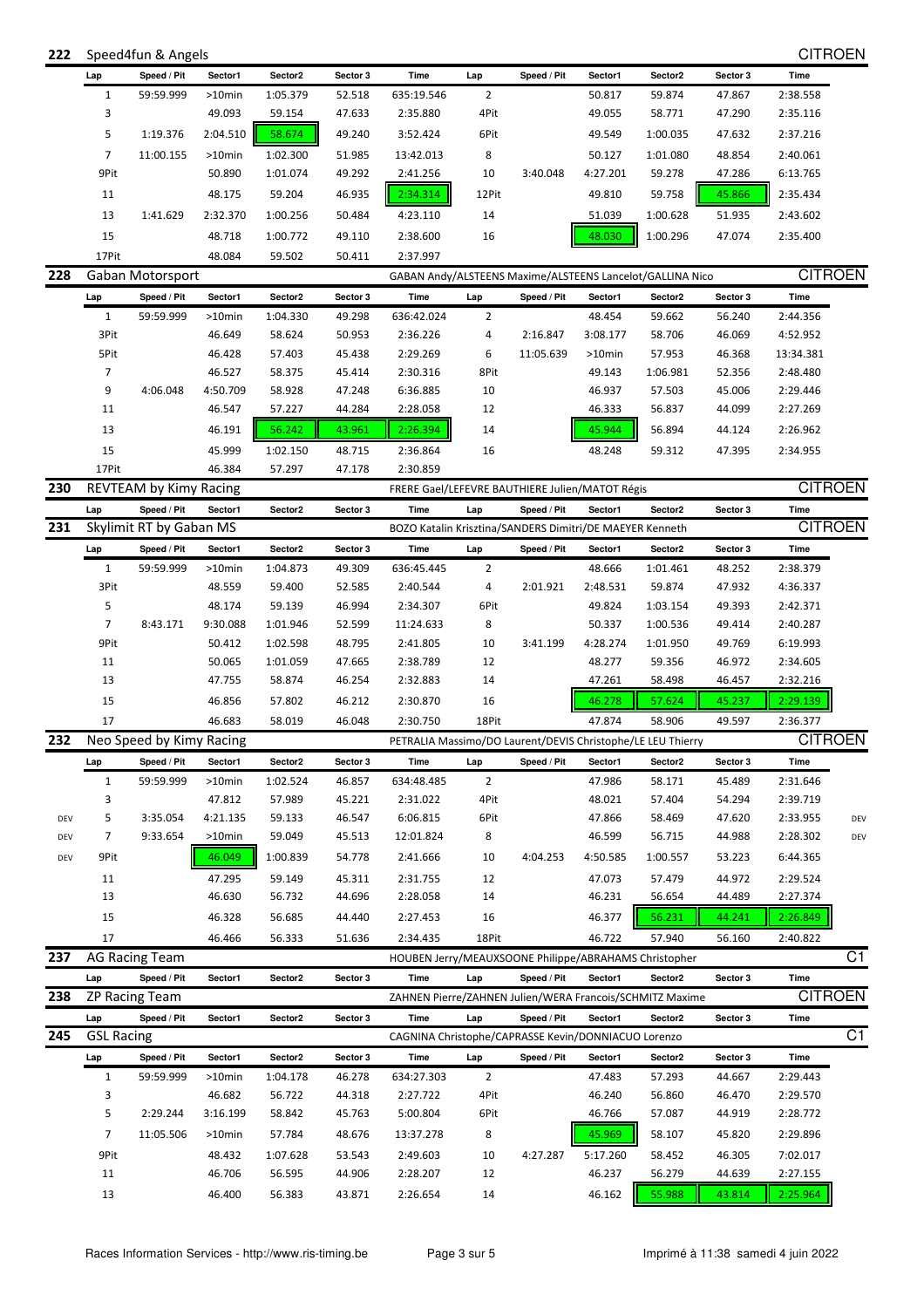## 222 Speed4fun & Angels — CITROEN

| Lap | Speed / Pit | Sector1 | Sector2 | Sector 3 | Time | Lap | Speed / Pit | Sector1 | Sector2 | Sector 3 | Time |
|---|---|---|---|---|---|---|---|---|---|---|---|
| 1 | 59:59.999 | >10min | 1:05.379 | 52.518 | 635:19.546 | 2 | | 50.817 | 59.874 | 47.867 | 2:38.558 |
| 3 | | 49.093 | 59.154 | 47.633 | 2:35.880 | 4Pit | | 49.055 | 58.771 | 47.290 | 2:35.116 |
| 5 | 1:19.376 | 2:04.510 | 58.674 | 49.240 | 3:52.424 | 6Pit | | 49.549 | 1:00.035 | 47.632 | 2:37.216 |
| 7 | 11:00.155 | >10min | 1:02.300 | 51.985 | 13:42.013 | 8 | | 50.127 | 1:01.080 | 48.854 | 2:40.061 |
| 9Pit | | 50.890 | 1:01.074 | 49.292 | 2:41.256 | 10 | 3:40.048 | 4:27.201 | 59.278 | 47.286 | 6:13.765 |
| 11 | | 48.175 | 59.204 | 46.935 | 2:34.314 | 12Pit | | 49.810 | 59.758 | 45.866 | 2:35.434 |
| 13 | 1:41.629 | 2:32.370 | 1:00.256 | 50.484 | 4:23.110 | 14 | | 51.039 | 1:00.628 | 51.935 | 2:43.602 |
| 15 | | 48.718 | 1:00.772 | 49.110 | 2:38.600 | 16 | | 48.030 | 1:00.296 | 47.074 | 2:35.400 |
| 17Pit | | 48.084 | 59.502 | 50.411 | 2:37.997 | | | | | | |

## 228 Gaban Motorsport — GABAN Andy/ALSTEENS Maxime/ALSTEENS Lancelot/GALLINA Nico — CITROEN

| Lap | Speed / Pit | Sector1 | Sector2 | Sector 3 | Time | Lap | Speed / Pit | Sector1 | Sector2 | Sector 3 | Time |
|---|---|---|---|---|---|---|---|---|---|---|---|
| 1 | 59:59.999 | >10min | 1:04.330 | 49.298 | 636:42.024 | 2 | | 48.454 | 59.662 | 56.240 | 2:44.356 |
| 3Pit | | 46.649 | 58.624 | 50.953 | 2:36.226 | 4 | 2:16.847 | 3:08.177 | 58.706 | 46.069 | 4:52.952 |
| 5Pit | | 46.428 | 57.403 | 45.438 | 2:29.269 | 6 | 11:05.639 | >10min | 57.953 | 46.368 | 13:34.381 |
| 7 | | 46.527 | 58.375 | 45.414 | 2:30.316 | 8Pit | | 49.143 | 1:06.981 | 52.356 | 2:48.480 |
| 9 | 4:06.048 | 4:50.709 | 58.928 | 47.248 | 6:36.885 | 10 | | 46.937 | 57.503 | 45.006 | 2:29.446 |
| 11 | | 46.547 | 57.227 | 44.284 | 2:28.058 | 12 | | 46.333 | 56.837 | 44.099 | 2:27.269 |
| 13 | | 46.191 | 56.242 | 43.961 | 2:26.394 | 14 | | 45.944 | 56.894 | 44.124 | 2:26.962 |
| 15 | | 45.999 | 1:02.150 | 48.715 | 2:36.864 | 16 | | 48.248 | 59.312 | 47.395 | 2:34.955 |
| 17Pit | | 46.384 | 57.297 | 47.178 | 2:30.859 | | | | | | |

## 230 REVTEAM by Kimy Racing — FRERE Gael/LEFEVRE BAUTHIERE Julien/MATOT Régis — CITROEN

| Lap | Speed / Pit | Sector1 | Sector2 | Sector 3 | Time | Lap | Speed / Pit | Sector1 | Sector2 | Sector 3 | Time |
|---|---|---|---|---|---|---|---|---|---|---|---|

## 231 Skylimit RT by Gaban MS — BOZO Katalin Krisztina/SANDERS Dimitri/DE MAEYER Kenneth — CITROEN

| Lap | Speed / Pit | Sector1 | Sector2 | Sector 3 | Time | Lap | Speed / Pit | Sector1 | Sector2 | Sector 3 | Time |
|---|---|---|---|---|---|---|---|---|---|---|---|
| 1 | 59:59.999 | >10min | 1:04.873 | 49.309 | 636:45.445 | 2 | | 48.666 | 1:01.461 | 48.252 | 2:38.379 |
| 3Pit | | 48.559 | 59.400 | 52.585 | 2:40.544 | 4 | 2:01.921 | 2:48.531 | 59.874 | 47.932 | 4:36.337 |
| 5 | | 48.174 | 59.139 | 46.994 | 2:34.307 | 6Pit | | 49.824 | 1:03.154 | 49.393 | 2:42.371 |
| 7 | 8:43.171 | 9:30.088 | 1:01.946 | 52.599 | 11:24.633 | 8 | | 50.337 | 1:00.536 | 49.414 | 2:40.287 |
| 9Pit | | 50.412 | 1:02.598 | 48.795 | 2:41.805 | 10 | 3:41.199 | 4:28.274 | 1:01.950 | 49.769 | 6:19.993 |
| 11 | | 50.065 | 1:01.059 | 47.665 | 2:38.789 | 12 | | 48.277 | 59.356 | 46.972 | 2:34.605 |
| 13 | | 47.755 | 58.874 | 46.254 | 2:32.883 | 14 | | 47.261 | 58.498 | 46.457 | 2:32.216 |
| 15 | | 46.856 | 57.802 | 46.212 | 2:30.870 | 16 | | 46.278 | 57.624 | 45.237 | 2:29.139 |
| 17 | | 46.683 | 58.019 | 46.048 | 2:30.750 | 18Pit | | 47.874 | 58.906 | 49.597 | 2:36.377 |

## 232 Neo Speed by Kimy Racing — PETRALIA Massimo/DO Laurent/DEVIS Christophe/LE LEU Thierry — CITROEN

| | Lap | Speed / Pit | Sector1 | Sector2 | Sector 3 | Time | Lap | Speed / Pit | Sector1 | Sector2 | Sector 3 | Time | |
|---|---|---|---|---|---|---|---|---|---|---|---|---|---|
| | 1 | 59:59.999 | >10min | 1:02.524 | 46.857 | 634:48.485 | 2 | | 47.986 | 58.171 | 45.489 | 2:31.646 | |
| | 3 | | 47.812 | 57.989 | 45.221 | 2:31.022 | 4Pit | | 48.021 | 57.404 | 54.294 | 2:39.719 | |
| DEV | 5 | 3:35.054 | 4:21.135 | 59.133 | 46.547 | 6:06.815 | 6Pit | | 47.866 | 58.469 | 47.620 | 2:33.955 | DEV |
| DEV | 7 | 9:33.654 | >10min | 59.049 | 45.513 | 12:01.824 | 8 | | 46.599 | 56.715 | 44.988 | 2:28.302 | DEV |
| DEV | 9Pit | | 46.049 | 1:00.839 | 54.778 | 2:41.666 | 10 | 4:04.253 | 4:50.585 | 1:00.557 | 53.223 | 6:44.365 | |
| | 11 | | 47.295 | 59.149 | 45.311 | 2:31.755 | 12 | | 47.073 | 57.479 | 44.972 | 2:29.524 | |
| | 13 | | 46.630 | 56.732 | 44.696 | 2:28.058 | 14 | | 46.231 | 56.654 | 44.489 | 2:27.374 | |
| | 15 | | 46.328 | 56.685 | 44.440 | 2:27.453 | 16 | | 46.377 | 56.231 | 44.241 | 2:26.849 | |
| | 17 | | 46.466 | 56.333 | 51.636 | 2:34.435 | 18Pit | | 46.722 | 57.940 | 56.160 | 2:40.822 | |

## 237 AG Racing Team — HOUBEN Jerry/MEAUXSOONE Philippe/ABRAHAMS Christopher — C1

| Lap | Speed / Pit | Sector1 | Sector2 | Sector 3 | Time | Lap | Speed / Pit | Sector1 | Sector2 | Sector 3 | Time |
|---|---|---|---|---|---|---|---|---|---|---|---|

## 238 ZP Racing Team — ZAHNEN Pierre/ZAHNEN Julien/WERA Francois/SCHMITZ Maxime — CITROEN

| Lap | Speed / Pit | Sector1 | Sector2 | Sector 3 | Time | Lap | Speed / Pit | Sector1 | Sector2 | Sector 3 | Time |
|---|---|---|---|---|---|---|---|---|---|---|---|

## 245 GSL Racing — CAGNINA Christophe/CAPRASSE Kevin/DONNIACUO Lorenzo — C1

| Lap | Speed / Pit | Sector1 | Sector2 | Sector 3 | Time | Lap | Speed / Pit | Sector1 | Sector2 | Sector 3 | Time |
|---|---|---|---|---|---|---|---|---|---|---|---|
| 1 | 59:59.999 | >10min | 1:04.178 | 46.278 | 634:27.303 | 2 | | 47.483 | 57.293 | 44.667 | 2:29.443 |
| 3 | | 46.682 | 56.722 | 44.318 | 2:27.722 | 4Pit | | 46.240 | 56.860 | 46.470 | 2:29.570 |
| 5 | 2:29.244 | 3:16.199 | 58.842 | 45.763 | 5:00.804 | 6Pit | | 46.766 | 57.087 | 44.919 | 2:28.772 |
| 7 | 11:05.506 | >10min | 57.784 | 48.676 | 13:37.278 | 8 | | 45.969 | 58.107 | 45.820 | 2:29.896 |
| 9Pit | | 48.432 | 1:07.628 | 53.543 | 2:49.603 | 10 | 4:27.287 | 5:17.260 | 58.452 | 46.305 | 7:02.017 |
| 11 | | 46.706 | 56.595 | 44.906 | 2:28.207 | 12 | | 46.237 | 56.279 | 44.639 | 2:27.155 |
| 13 | | 46.400 | 56.383 | 43.871 | 2:26.654 | 14 | | 46.162 | 55.988 | 43.814 | 2:25.964 |

Races Information Services - http://www.ris-timing.be — Imprimé à 11:38 samedi 4 juin 2022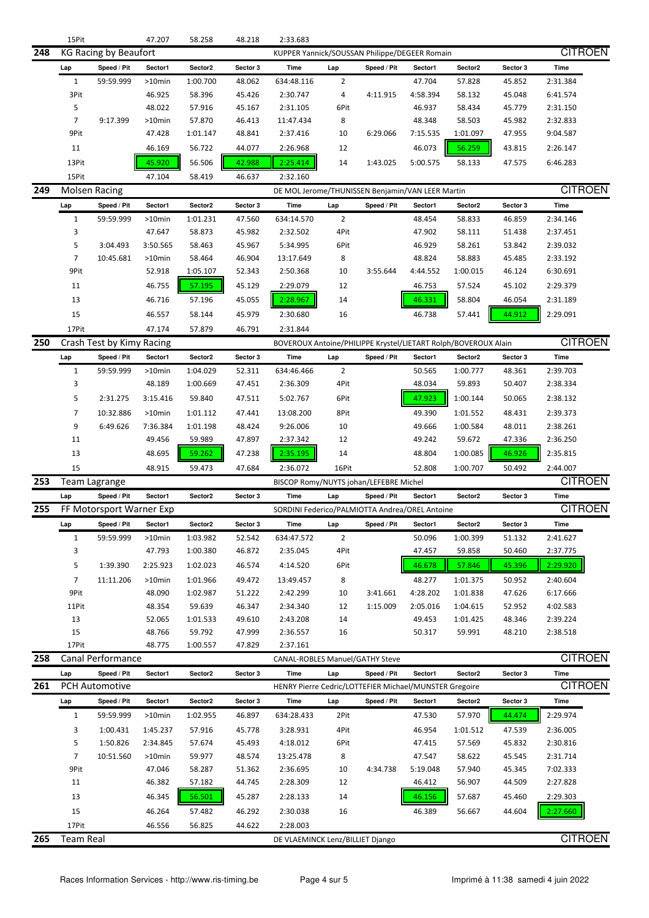| 15Pit | | 47.207 | 58.258 | 48.218 | 2:33.683 | | | | | | |
|---|---|---|---|---|---|---|---|---|---|---|---|

## 248 KG Racing by Beaufort — KUPPER Yannick/SOUSSAN Philippe/DEGEER Romain — CITROEN

| Lap | Speed / Pit | Sector1 | Sector2 | Sector 3 | Time | Lap | Speed / Pit | Sector1 | Sector2 | Sector 3 | Time |
|---|---|---|---|---|---|---|---|---|---|---|---|
| 1 | 59:59.999 | >10min | 1:00.700 | 48.062 | 634:48.116 | 2 | | 47.704 | 57.828 | 45.852 | 2:31.384 |
| 3Pit | | 46.925 | 58.396 | 45.426 | 2:30.747 | 4 | 4:11.915 | 4:58.394 | 58.132 | 45.048 | 6:41.574 |
| 5 | | 48.022 | 57.916 | 45.167 | 2:31.105 | 6Pit | | 46.937 | 58.434 | 45.779 | 2:31.150 |
| 7 | 9:17.399 | >10min | 57.870 | 46.413 | 11:47.434 | 8 | | 48.348 | 58.503 | 45.982 | 2:32.833 |
| 9Pit | | 47.428 | 1:01.147 | 48.841 | 2:37.416 | 10 | 6:29.066 | 7:15.535 | 1:01.097 | 47.955 | 9:04.587 |
| 11 | | 46.169 | 56.722 | 44.077 | 2:26.968 | 12 | | 46.073 | 56.259 | 43.815 | 2:26.147 |
| 13Pit | | 45.920 | 56.506 | 42.988 | 2:25.414 | 14 | 1:43.025 | 5:00.575 | 58.133 | 47.575 | 6:46.283 |
| 15Pit | | 47.104 | 58.419 | 46.637 | 2:32.160 | | | | | | |

## 249 Molsen Racing — DE MOL Jerome/THUNISSEN Benjamin/VAN LEER Martin — CITROEN

| Lap | Speed / Pit | Sector1 | Sector2 | Sector 3 | Time | Lap | Speed / Pit | Sector1 | Sector2 | Sector 3 | Time |
|---|---|---|---|---|---|---|---|---|---|---|---|
| 1 | 59:59.999 | >10min | 1:01.231 | 47.560 | 634:14.570 | 2 | | 48.454 | 58.833 | 46.859 | 2:34.146 |
| 3 | | 47.647 | 58.873 | 45.982 | 2:32.502 | 4Pit | | 47.902 | 58.111 | 51.438 | 2:37.451 |
| 5 | 3:04.493 | 3:50.565 | 58.463 | 45.967 | 5:34.995 | 6Pit | | 46.929 | 58.261 | 53.842 | 2:39.032 |
| 7 | 10:45.681 | >10min | 58.464 | 46.904 | 13:17.649 | 8 | | 48.824 | 58.883 | 45.485 | 2:33.192 |
| 9Pit | | 52.918 | 1:05.107 | 52.343 | 2:50.368 | 10 | 3:55.644 | 4:44.552 | 1:00.015 | 46.124 | 6:30.691 |
| 11 | | 46.755 | 57.195 | 45.129 | 2:29.079 | 12 | | 46.753 | 57.524 | 45.102 | 2:29.379 |
| 13 | | 46.716 | 57.196 | 45.055 | 2:28.967 | 14 | | 46.331 | 58.804 | 46.054 | 2:31.189 |
| 15 | | 46.557 | 58.144 | 45.979 | 2:30.680 | 16 | | 46.738 | 57.441 | 44.912 | 2:29.091 |
| 17Pit | | 47.174 | 57.879 | 46.791 | 2:31.844 | | | | | | |

## 250 Crash Test by Kimy Racing — BOVEROUX Antoine/PHILIPPE Krystel/LIETART Rolph/BOVEROUX Alain — CITROEN

| Lap | Speed / Pit | Sector1 | Sector2 | Sector 3 | Time | Lap | Speed / Pit | Sector1 | Sector2 | Sector 3 | Time |
|---|---|---|---|---|---|---|---|---|---|---|---|
| 1 | 59:59.999 | >10min | 1:04.029 | 52.311 | 634:46.466 | 2 | | 50.565 | 1:00.777 | 48.361 | 2:39.703 |
| 3 | | 48.189 | 1:00.669 | 47.451 | 2:36.309 | 4Pit | | 48.034 | 59.893 | 50.407 | 2:38.334 |
| 5 | 2:31.275 | 3:15.416 | 59.840 | 47.511 | 5:02.767 | 6Pit | | 47.923 | 1:00.144 | 50.065 | 2:38.132 |
| 7 | 10:32.886 | >10min | 1:01.112 | 47.441 | 13:08.200 | 8Pit | | 49.390 | 1:01.552 | 48.431 | 2:39.373 |
| 9 | 6:49.626 | 7:36.384 | 1:01.198 | 48.424 | 9:26.006 | 10 | | 49.666 | 1:00.584 | 48.011 | 2:38.261 |
| 11 | | 49.456 | 59.989 | 47.897 | 2:37.342 | 12 | | 49.242 | 59.672 | 47.336 | 2:36.250 |
| 13 | | 48.695 | 59.262 | 47.238 | 2:35.195 | 14 | | 48.804 | 1:00.085 | 46.926 | 2:35.815 |
| 15 | | 48.915 | 59.473 | 47.684 | 2:36.072 | 16Pit | | 52.808 | 1:00.707 | 50.492 | 2:44.007 |

## 253 Team Lagrange — BISCOP Romy/NUYTS johan/LEFEBRE Michel — CITROEN

| Lap | Speed / Pit | Sector1 | Sector2 | Sector 3 | Time | Lap | Speed / Pit | Sector1 | Sector2 | Sector 3 | Time |
|---|---|---|---|---|---|---|---|---|---|---|---|

## 255 FF Motorsport Warner Exp — SORDINI Federico/PALMIOTTA Andrea/OREL Antoine — CITROEN

| Lap | Speed / Pit | Sector1 | Sector2 | Sector 3 | Time | Lap | Speed / Pit | Sector1 | Sector2 | Sector 3 | Time |
|---|---|---|---|---|---|---|---|---|---|---|---|
| 1 | 59:59.999 | >10min | 1:03.982 | 52.542 | 634:47.572 | 2 | | 50.096 | 1:00.399 | 51.132 | 2:41.627 |
| 3 | | 47.793 | 1:00.380 | 46.872 | 2:35.045 | 4Pit | | 47.457 | 59.858 | 50.460 | 2:37.775 |
| 5 | 1:39.390 | 2:25.923 | 1:02.023 | 46.574 | 4:14.520 | 6Pit | | 46.678 | 57.846 | 45.396 | 2:29.920 |
| 7 | 11:11.206 | >10min | 1:01.966 | 49.472 | 13:49.457 | 8 | | 48.277 | 1:01.375 | 50.952 | 2:40.604 |
| 9Pit | | 48.090 | 1:02.987 | 51.222 | 2:42.299 | 10 | 3:41.661 | 4:28.202 | 1:01.838 | 47.626 | 6:17.666 |
| 11Pit | | 48.354 | 59.639 | 46.347 | 2:34.340 | 12 | 1:15.009 | 2:05.016 | 1:04.615 | 52.952 | 4:02.583 |
| 13 | | 52.065 | 1:01.533 | 49.610 | 2:43.208 | 14 | | 49.453 | 1:01.425 | 48.346 | 2:39.224 |
| 15 | | 48.766 | 59.792 | 47.999 | 2:36.557 | 16 | | 50.317 | 59.991 | 48.210 | 2:38.518 |
| 17Pit | | 48.775 | 1:00.557 | 47.829 | 2:37.161 | | | | | | |

## 258 Canal Performance — CANAL-ROBLES Manuel/GATHY Steve — CITROEN

| Lap | Speed / Pit | Sector1 | Sector2 | Sector 3 | Time | Lap | Speed / Pit | Sector1 | Sector2 | Sector 3 | Time |
|---|---|---|---|---|---|---|---|---|---|---|---|

## 261 PCH Automotive — HENRY Pierre Cedric/LOTTEFIER Michael/MUNSTER Gregoire — CITROEN

| Lap | Speed / Pit | Sector1 | Sector2 | Sector 3 | Time | Lap | Speed / Pit | Sector1 | Sector2 | Sector 3 | Time |
|---|---|---|---|---|---|---|---|---|---|---|---|
| 1 | 59:59.999 | >10min | 1:02.955 | 46.897 | 634:28.433 | 2Pit | | 47.530 | 57.970 | 44.474 | 2:29.974 |
| 3 | 1:00.431 | 1:45.237 | 57.916 | 45.778 | 3:28.931 | 4Pit | | 46.954 | 1:01.512 | 47.539 | 2:36.005 |
| 5 | 1:50.826 | 2:34.845 | 57.674 | 45.493 | 4:18.012 | 6Pit | | 47.415 | 57.569 | 45.832 | 2:30.816 |
| 7 | 10:51.560 | >10min | 59.977 | 48.574 | 13:25.478 | 8 | | 47.547 | 58.622 | 45.545 | 2:31.714 |
| 9Pit | | 47.046 | 58.287 | 51.362 | 2:36.695 | 10 | 4:34.738 | 5:19.048 | 57.940 | 45.345 | 7:02.333 |
| 11 | | 46.382 | 57.182 | 44.745 | 2:28.309 | 12 | | 46.412 | 56.907 | 44.509 | 2:27.828 |
| 13 | | 46.345 | 56.501 | 45.287 | 2:28.133 | 14 | | 46.156 | 57.687 | 45.460 | 2:29.303 |
| 15 | | 46.264 | 57.482 | 46.292 | 2:30.038 | 16 | | 46.389 | 56.667 | 44.604 | 2:27.660 |
| 17Pit | | 46.556 | 56.825 | 44.622 | 2:28.003 | | | | | | |

## 265 Team Real — DE VLAEMINCK Lenz/BILLIET Django — CITROEN

Races Information Services - http://www.ris-timing.be — Imprimé à 11:38 samedi 4 juin 2022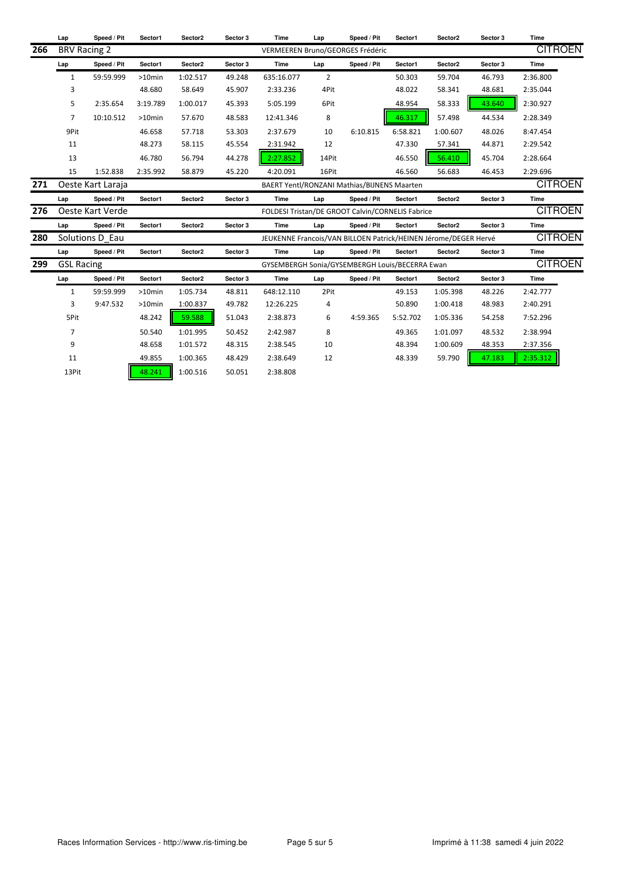| Lap | Speed / Pit | Sector1 | Sector2 | Sector 3 | Time | Lap | Speed / Pit | Sector1 | Sector2 | Sector 3 | Time |
|---|---|---|---|---|---|---|---|---|---|---|---|

## 266 BRV Racing 2 — VERMEEREN Bruno/GEORGES Frédéric — CITROEN

| Lap | Speed / Pit | Sector1 | Sector2 | Sector 3 | Time | Lap | Speed / Pit | Sector1 | Sector2 | Sector 3 | Time |
|---|---|---|---|---|---|---|---|---|---|---|---|
| 1 | 59:59.999 | >10min | 1:02.517 | 49.248 | 635:16.077 | 2 | | 50.303 | 59.704 | 46.793 | 2:36.800 |
| 3 | | 48.680 | 58.649 | 45.907 | 2:33.236 | 4Pit | | 48.022 | 58.341 | 48.681 | 2:35.044 |
| 5 | 2:35.654 | 3:19.789 | 1:00.017 | 45.393 | 5:05.199 | 6Pit | | 48.954 | 58.333 | 43.640 | 2:30.927 |
| 7 | 10:10.512 | >10min | 57.670 | 48.583 | 12:41.346 | 8 | | 46.317 | 57.498 | 44.534 | 2:28.349 |
| 9Pit | | 46.658 | 57.718 | 53.303 | 2:37.679 | 10 | 6:10.815 | 6:58.821 | 1:00.607 | 48.026 | 8:47.454 |
| 11 | | 48.273 | 58.115 | 45.554 | 2:31.942 | 12 | | 47.330 | 57.341 | 44.871 | 2:29.542 |
| 13 | | 46.780 | 56.794 | 44.278 | 2:27.852 | 14Pit | | 46.550 | 56.410 | 45.704 | 2:28.664 |
| 15 | 1:52.838 | 2:35.992 | 58.879 | 45.220 | 4:20.091 | 16Pit | | 46.560 | 56.683 | 46.453 | 2:29.696 |

## 271 Oeste Kart Laraja — BAERT Yentl/RONZANI Mathias/BIJNENS Maarten — CITROEN

| Lap | Speed / Pit | Sector1 | Sector2 | Sector 3 | Time | Lap | Speed / Pit | Sector1 | Sector2 | Sector 3 | Time |
|---|---|---|---|---|---|---|---|---|---|---|---|

## 276 Oeste Kart Verde — FOLDESI Tristan/DE GROOT Calvin/CORNELIS Fabrice — CITROEN

| Lap | Speed / Pit | Sector1 | Sector2 | Sector 3 | Time | Lap | Speed / Pit | Sector1 | Sector2 | Sector 3 | Time |
|---|---|---|---|---|---|---|---|---|---|---|---|

## 280 Solutions D_Eau — JEUKENNE Francois/VAN BILLOEN Patrick/HEINEN Jérome/DEGER Hervé — CITROEN

| Lap | Speed / Pit | Sector1 | Sector2 | Sector 3 | Time | Lap | Speed / Pit | Sector1 | Sector2 | Sector 3 | Time |
|---|---|---|---|---|---|---|---|---|---|---|---|

## 299 GSL Racing — GYSEMBERGH Sonia/GYSEMBERGH Louis/BECERRA Ewan — CITROEN

| Lap | Speed / Pit | Sector1 | Sector2 | Sector 3 | Time | Lap | Speed / Pit | Sector1 | Sector2 | Sector 3 | Time |
|---|---|---|---|---|---|---|---|---|---|---|---|
| 1 | 59:59.999 | >10min | 1:05.734 | 48.811 | 648:12.110 | 2Pit | | 49.153 | 1:05.398 | 48.226 | 2:42.777 |
| 3 | 9:47.532 | >10min | 1:00.837 | 49.782 | 12:26.225 | 4 | | 50.890 | 1:00.418 | 48.983 | 2:40.291 |
| 5Pit | | 48.242 | 59.588 | 51.043 | 2:38.873 | 6 | 4:59.365 | 5:52.702 | 1:05.336 | 54.258 | 7:52.296 |
| 7 | | 50.540 | 1:01.995 | 50.452 | 2:42.987 | 8 | | 49.365 | 1:01.097 | 48.532 | 2:38.994 |
| 9 | | 48.658 | 1:01.572 | 48.315 | 2:38.545 | 10 | | 48.394 | 1:00.609 | 48.353 | 2:37.356 |
| 11 | | 49.855 | 1:00.365 | 48.429 | 2:38.649 | 12 | | 48.339 | 59.790 | 47.183 | 2:35.312 |
| 13Pit | | 48.241 | 1:00.516 | 50.051 | 2:38.808 | | | | | | |

Races Information Services - http://www.ris-timing.be

Imprimé à 11:38 samedi 4 juin 2022